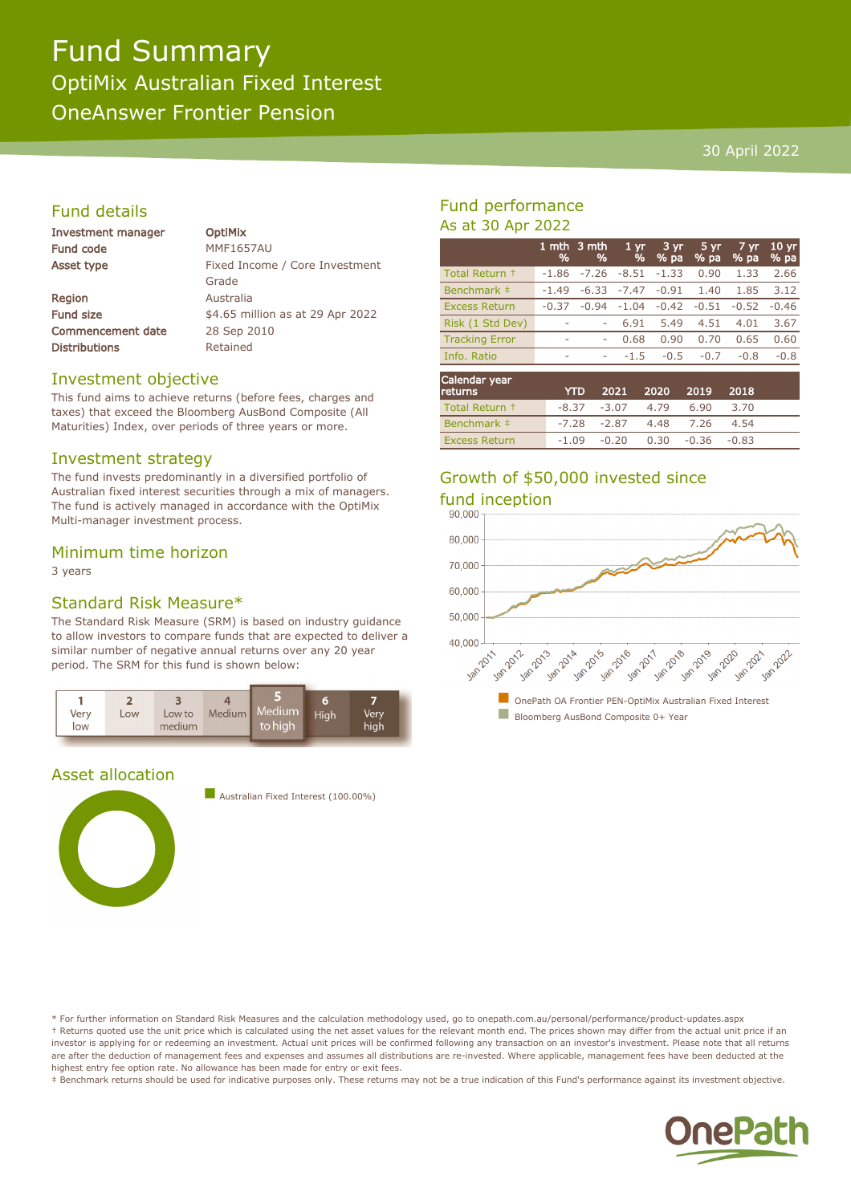# Fund Summary

## OptiMix Australian Fixed Interest

## OneAnswer Frontier Pension

30 April 2022

## Fund details

| | |
|---|---|
| **Investment manager** | **OptiMix** |
| **Fund code** | MMF1657AU |
| **Asset type** | Fixed Income / Core Investment Grade |
| **Region** | Australia |
| **Fund size** | $4.65 million as at 29 Apr 2022 |
| **Commencement date** | 28 Sep 2010 |
| **Distributions** | Retained |

## Investment objective

This fund aims to achieve returns (before fees, charges and taxes) that exceed the Bloomberg AusBond Composite (All Maturities) Index, over periods of three years or more.

## Investment strategy

The fund invests predominantly in a diversified portfolio of Australian fixed interest securities through a mix of managers. The fund is actively managed in accordance with the OptiMix Multi-manager investment process.

## Minimum time horizon

3 years

## Standard Risk Measure*

The Standard Risk Measure (SRM) is based on industry guidance to allow investors to compare funds that are expected to deliver a similar number of negative annual returns over any 20 year period. The SRM for this fund is shown below:

| 1 | 2 | 3 | 4 | **5** | 6 | 7 |
|---|---|---|---|---|---|---|
| Very low | Low | Low to medium | Medium | **Medium to high** | High | Very high |

## Asset allocation

Australian Fixed Interest (100.00%)

## Fund performance

As at 30 Apr 2022

| | 1 mth % | 3 mth % | 1 yr % | 3 yr % pa | 5 yr % pa | 7 yr % pa | 10 yr % pa |
|---|---|---|---|---|---|---|---|
| Total Return † | -1.86 | -7.26 | -8.51 | -1.33 | 0.90 | 1.33 | 2.66 |
| Benchmark ‡ | -1.49 | -6.33 | -7.47 | -0.91 | 1.40 | 1.85 | 3.12 |
| Excess Return | -0.37 | -0.94 | -1.04 | -0.42 | -0.51 | -0.52 | -0.46 |
| Risk (1 Std Dev) | - | - | 6.91 | 5.49 | 4.51 | 4.01 | 3.67 |
| Tracking Error | - | - | 0.68 | 0.90 | 0.70 | 0.65 | 0.60 |
| Info. Ratio | - | - | -1.5 | -0.5 | -0.7 | -0.8 | -0.8 |

| Calendar year returns | YTD | 2021 | 2020 | 2019 | 2018 |
|---|---|---|---|---|---|
| Total Return † | -8.37 | -3.07 | 4.79 | 6.90 | 3.70 |
| Benchmark ‡ | -7.28 | -2.87 | 4.48 | 7.26 | 4.54 |
| Excess Return | -1.09 | -0.20 | 0.30 | -0.36 | -0.83 |

## Growth of $50,000 invested since fund inception

OnePath OA Frontier PEN-OptiMix Australian Fixed Interest

Bloomberg AusBond Composite 0+ Year

* For further information on Standard Risk Measures and the calculation methodology used, go to onepath.com.au/personal/performance/product-updates.aspx

† Returns quoted use the unit price which is calculated using the net asset values for the relevant month end. The prices shown may differ from the actual unit price if an investor is applying for or redeeming an investment. Actual unit prices will be confirmed following any transaction on an investor's investment. Please note that all returns are after the deduction of management fees and expenses and assumes all distributions are re-invested. Where applicable, management fees have been deducted at the highest entry fee option rate. No allowance has been made for entry or exit fees.

‡ Benchmark returns should be used for indicative purposes only. These returns may not be a true indication of this Fund's performance against its investment objective.

OnePath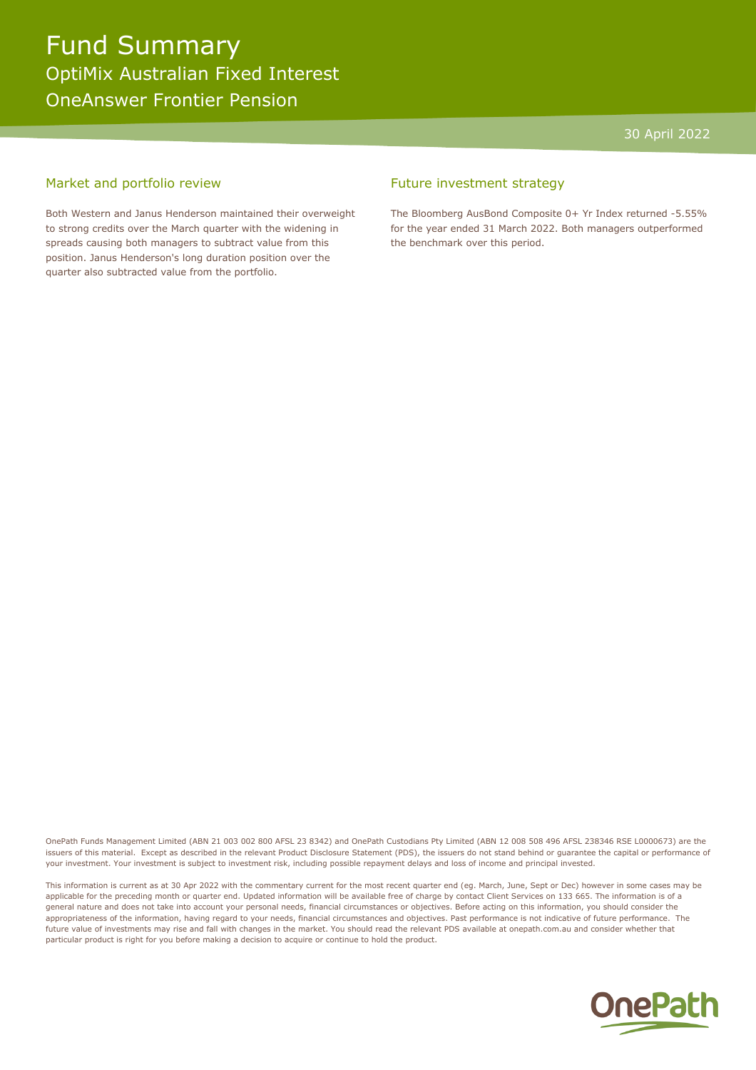# Fund Summary

## OptiMix Australian Fixed Interest

## OneAnswer Frontier Pension

30 April 2022

### Market and portfolio review

Both Western and Janus Henderson maintained their overweight to strong credits over the March quarter with the widening in spreads causing both managers to subtract value from this position. Janus Henderson's long duration position over the quarter also subtracted value from the portfolio.

### Future investment strategy

The Bloomberg AusBond Composite 0+ Yr Index returned -5.55% for the year ended 31 March 2022. Both managers outperformed the benchmark over this period.

OnePath Funds Management Limited (ABN 21 003 002 800 AFSL 23 8342) and OnePath Custodians Pty Limited (ABN 12 008 508 496 AFSL 238346 RSE L0000673) are the issuers of this material. Except as described in the relevant Product Disclosure Statement (PDS), the issuers do not stand behind or guarantee the capital or performance of your investment. Your investment is subject to investment risk, including possible repayment delays and loss of income and principal invested.

This information is current as at 30 Apr 2022 with the commentary current for the most recent quarter end (eg. March, June, Sept or Dec) however in some cases may be applicable for the preceding month or quarter end. Updated information will be available free of charge by contact Client Services on 133 665. The information is of a general nature and does not take into account your personal needs, financial circumstances or objectives. Before acting on this information, you should consider the appropriateness of the information, having regard to your needs, financial circumstances and objectives. Past performance is not indicative of future performance. The future value of investments may rise and fall with changes in the market. You should read the relevant PDS available at onepath.com.au and consider whether that particular product is right for you before making a decision to acquire or continue to hold the product.

OnePath